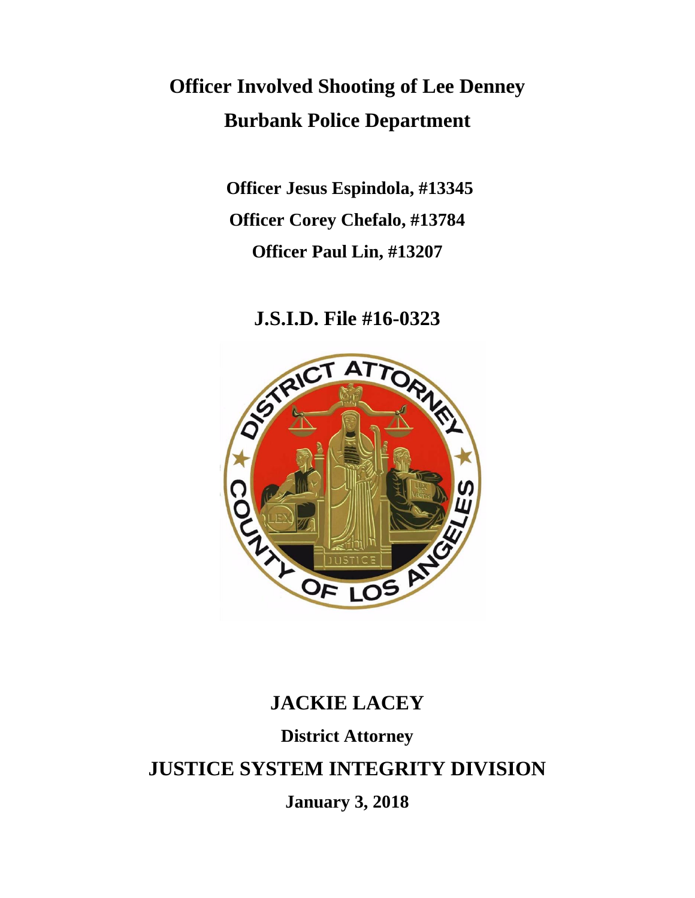# Officer Involved Shooting of Lee Denney

# Burbank Police Department

**Officer Jesus Espindola, #13345**

**Officer Corey Chefalo, #13784**

**Officer Paul Lin, #13207**

## J.S.I.D. File #16-0323

## JACKIE LACEY

**District Attorney**

## JUSTICE SYSTEM INTEGRITY DIVISION

**January 3, 2018**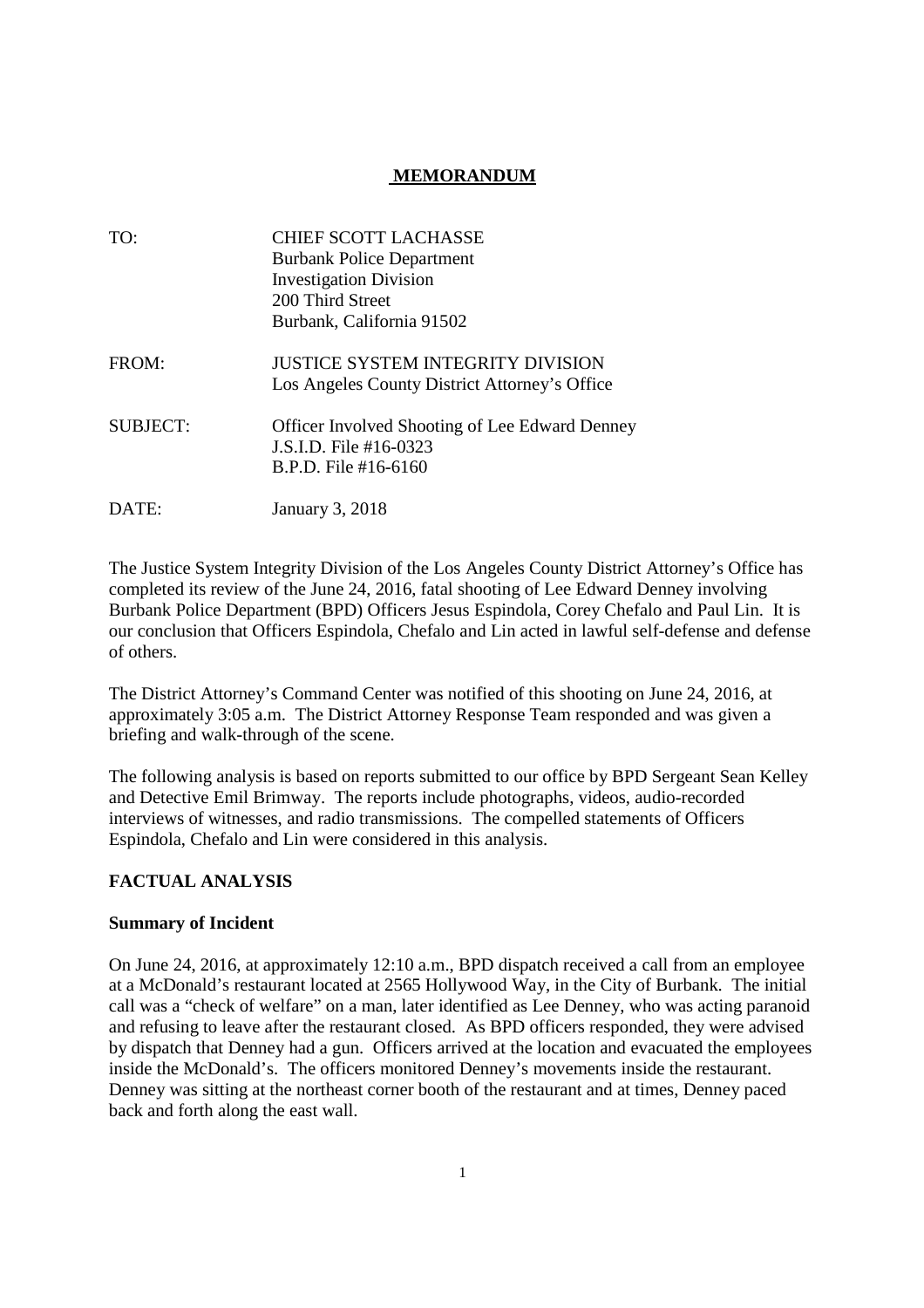# MEMORANDUM

| | |
|---|---|
| TO: | CHIEF SCOTT LACHASSE<br>Burbank Police Department<br>Investigation Division<br>200 Third Street<br>Burbank, California 91502 |
| FROM: | JUSTICE SYSTEM INTEGRITY DIVISION<br>Los Angeles County District Attorney's Office |
| SUBJECT: | Officer Involved Shooting of Lee Edward Denney<br>J.S.I.D. File #16-0323<br>B.P.D. File #16-6160 |
| DATE: | January 3, 2018 |

The Justice System Integrity Division of the Los Angeles County District Attorney's Office has completed its review of the June 24, 2016, fatal shooting of Lee Edward Denney involving Burbank Police Department (BPD) Officers Jesus Espindola, Corey Chefalo and Paul Lin. It is our conclusion that Officers Espindola, Chefalo and Lin acted in lawful self-defense and defense of others.

The District Attorney's Command Center was notified of this shooting on June 24, 2016, at approximately 3:05 a.m. The District Attorney Response Team responded and was given a briefing and walk-through of the scene.

The following analysis is based on reports submitted to our office by BPD Sergeant Sean Kelley and Detective Emil Brimway. The reports include photographs, videos, audio-recorded interviews of witnesses, and radio transmissions. The compelled statements of Officers Espindola, Chefalo and Lin were considered in this analysis.

## FACTUAL ANALYSIS

### Summary of Incident

On June 24, 2016, at approximately 12:10 a.m., BPD dispatch received a call from an employee at a McDonald's restaurant located at 2565 Hollywood Way, in the City of Burbank. The initial call was a "check of welfare" on a man, later identified as Lee Denney, who was acting paranoid and refusing to leave after the restaurant closed. As BPD officers responded, they were advised by dispatch that Denney had a gun. Officers arrived at the location and evacuated the employees inside the McDonald's. The officers monitored Denney's movements inside the restaurant. Denney was sitting at the northeast corner booth of the restaurant and at times, Denney paced back and forth along the east wall.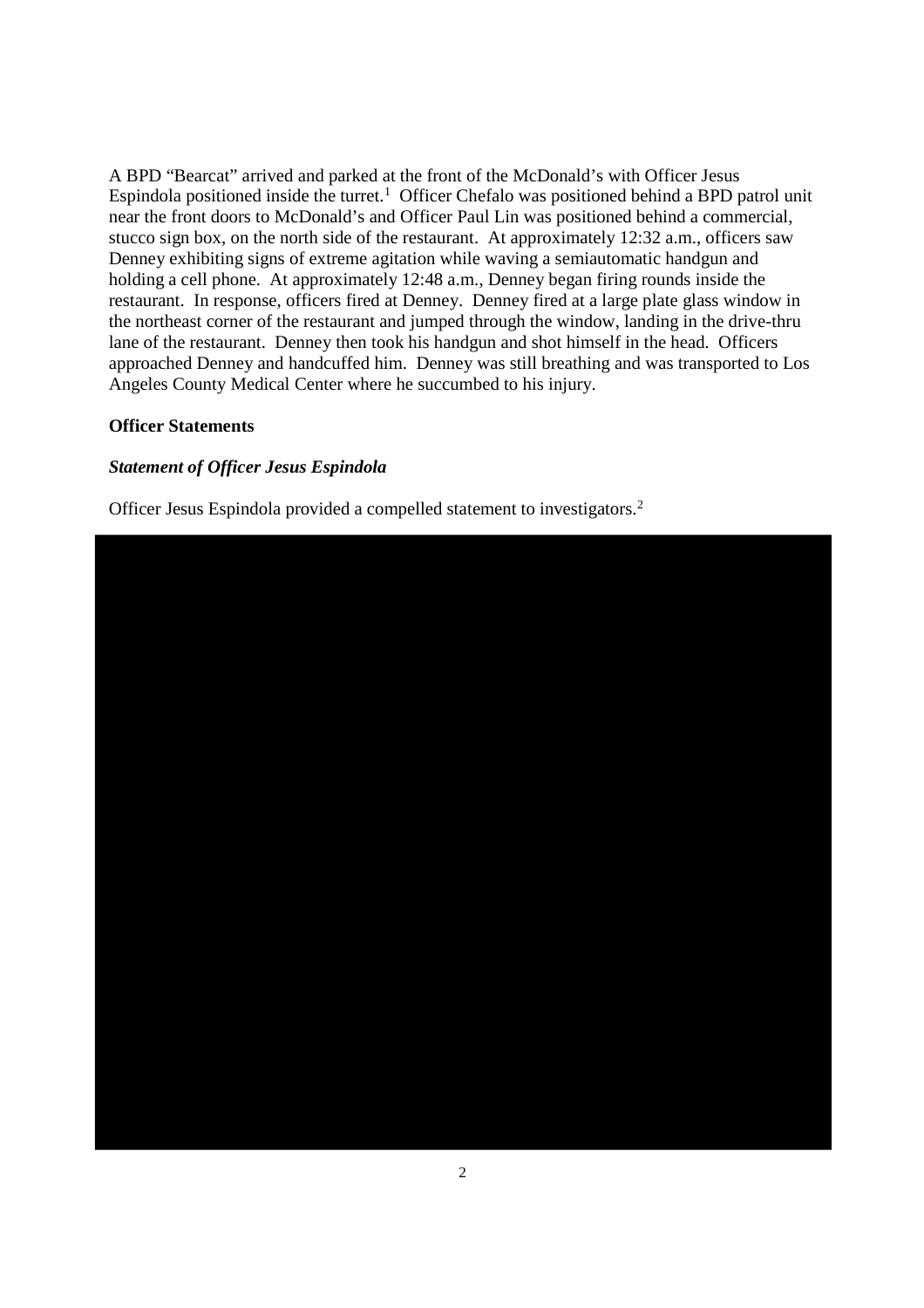A BPD "Bearcat" arrived and parked at the front of the McDonald's with Officer Jesus Espindola positioned inside the turret.[1] Officer Chefalo was positioned behind a BPD patrol unit near the front doors to McDonald's and Officer Paul Lin was positioned behind a commercial, stucco sign box, on the north side of the restaurant. At approximately 12:32 a.m., officers saw Denney exhibiting signs of extreme agitation while waving a semiautomatic handgun and holding a cell phone. At approximately 12:48 a.m., Denney began firing rounds inside the restaurant. In response, officers fired at Denney. Denney fired at a large plate glass window in the northeast corner of the restaurant and jumped through the window, landing in the drive-thru lane of the restaurant. Denney then took his handgun and shot himself in the head. Officers approached Denney and handcuffed him. Denney was still breathing and was transported to Los Angeles County Medical Center where he succumbed to his injury.

**Officer Statements**

***Statement of Officer Jesus Espindola***

Officer Jesus Espindola provided a compelled statement to investigators.[2]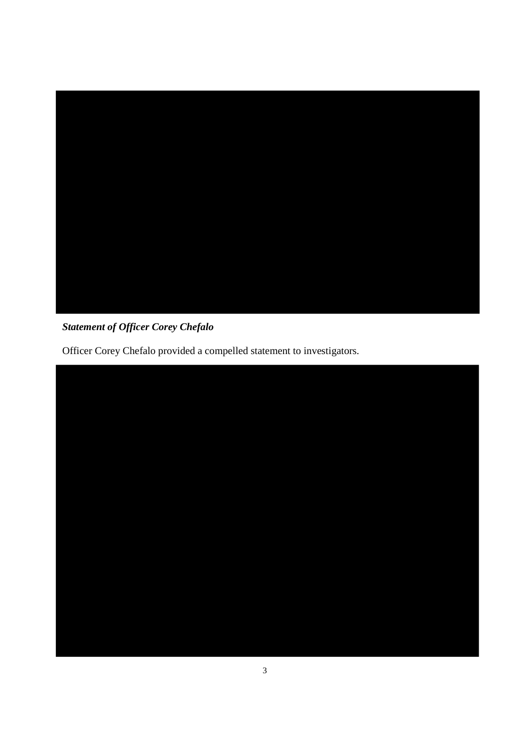***Statement of Officer Corey Chefalo***

Officer Corey Chefalo provided a compelled statement to investigators.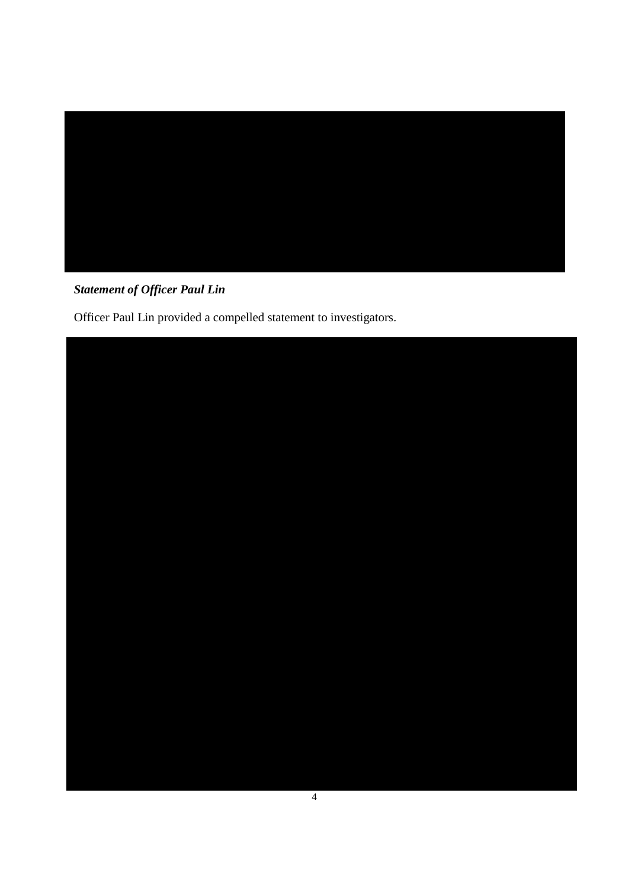***Statement of Officer Paul Lin***

Officer Paul Lin provided a compelled statement to investigators.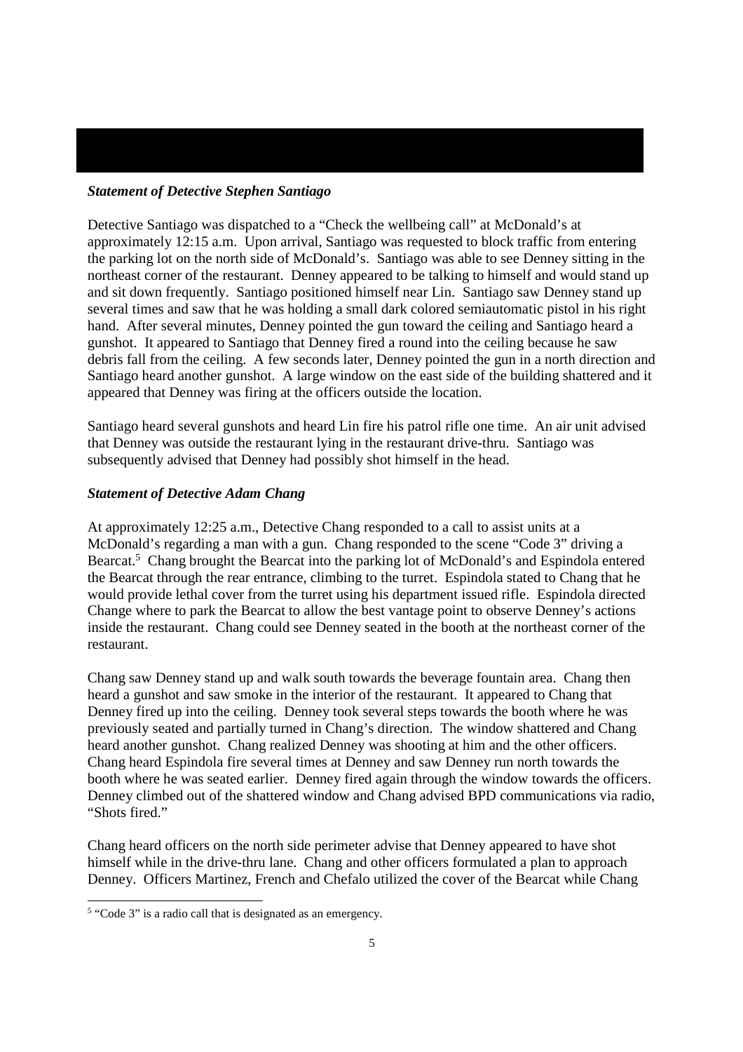***Statement of Detective Stephen Santiago***

Detective Santiago was dispatched to a "Check the wellbeing call" at McDonald's at approximately 12:15 a.m. Upon arrival, Santiago was requested to block traffic from entering the parking lot on the north side of McDonald's. Santiago was able to see Denney sitting in the northeast corner of the restaurant. Denney appeared to be talking to himself and would stand up and sit down frequently. Santiago positioned himself near Lin. Santiago saw Denney stand up several times and saw that he was holding a small dark colored semiautomatic pistol in his right hand. After several minutes, Denney pointed the gun toward the ceiling and Santiago heard a gunshot. It appeared to Santiago that Denney fired a round into the ceiling because he saw debris fall from the ceiling. A few seconds later, Denney pointed the gun in a north direction and Santiago heard another gunshot. A large window on the east side of the building shattered and it appeared that Denney was firing at the officers outside the location.

Santiago heard several gunshots and heard Lin fire his patrol rifle one time. An air unit advised that Denney was outside the restaurant lying in the restaurant drive-thru. Santiago was subsequently advised that Denney had possibly shot himself in the head.

***Statement of Detective Adam Chang***

At approximately 12:25 a.m., Detective Chang responded to a call to assist units at a McDonald's regarding a man with a gun. Chang responded to the scene "Code 3" driving a Bearcat.[5] Chang brought the Bearcat into the parking lot of McDonald's and Espindola entered the Bearcat through the rear entrance, climbing to the turret. Espindola stated to Chang that he would provide lethal cover from the turret using his department issued rifle. Espindola directed Change where to park the Bearcat to allow the best vantage point to observe Denney's actions inside the restaurant. Chang could see Denney seated in the booth at the northeast corner of the restaurant.

Chang saw Denney stand up and walk south towards the beverage fountain area. Chang then heard a gunshot and saw smoke in the interior of the restaurant. It appeared to Chang that Denney fired up into the ceiling. Denney took several steps towards the booth where he was previously seated and partially turned in Chang's direction. The window shattered and Chang heard another gunshot. Chang realized Denney was shooting at him and the other officers. Chang heard Espindola fire several times at Denney and saw Denney run north towards the booth where he was seated earlier. Denney fired again through the window towards the officers. Denney climbed out of the shattered window and Chang advised BPD communications via radio, "Shots fired."

Chang heard officers on the north side perimeter advise that Denney appeared to have shot himself while in the drive-thru lane. Chang and other officers formulated a plan to approach Denney. Officers Martinez, French and Chefalo utilized the cover of the Bearcat while Chang

[5] "Code 3" is a radio call that is designated as an emergency.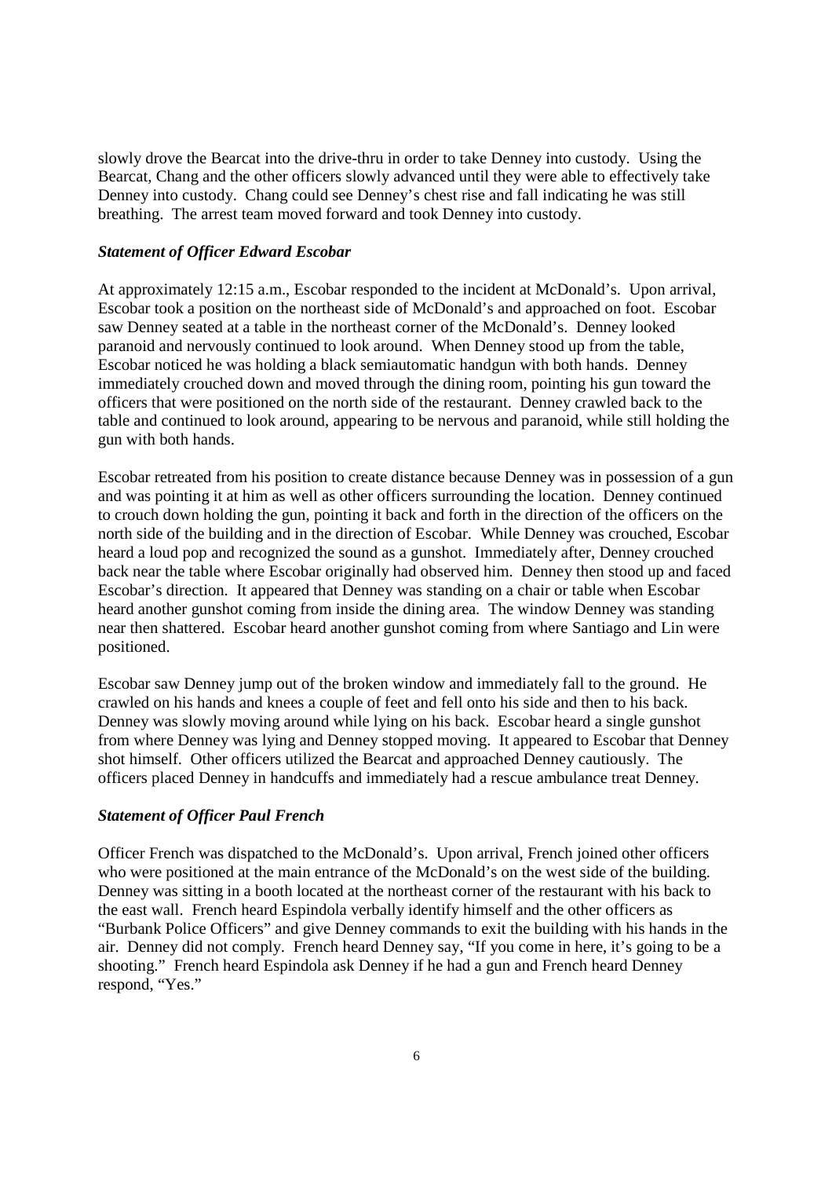slowly drove the Bearcat into the drive-thru in order to take Denney into custody. Using the Bearcat, Chang and the other officers slowly advanced until they were able to effectively take Denney into custody. Chang could see Denney's chest rise and fall indicating he was still breathing. The arrest team moved forward and took Denney into custody.

***Statement of Officer Edward Escobar***

At approximately 12:15 a.m., Escobar responded to the incident at McDonald's. Upon arrival, Escobar took a position on the northeast side of McDonald's and approached on foot. Escobar saw Denney seated at a table in the northeast corner of the McDonald's. Denney looked paranoid and nervously continued to look around. When Denney stood up from the table, Escobar noticed he was holding a black semiautomatic handgun with both hands. Denney immediately crouched down and moved through the dining room, pointing his gun toward the officers that were positioned on the north side of the restaurant. Denney crawled back to the table and continued to look around, appearing to be nervous and paranoid, while still holding the gun with both hands.

Escobar retreated from his position to create distance because Denney was in possession of a gun and was pointing it at him as well as other officers surrounding the location. Denney continued to crouch down holding the gun, pointing it back and forth in the direction of the officers on the north side of the building and in the direction of Escobar. While Denney was crouched, Escobar heard a loud pop and recognized the sound as a gunshot. Immediately after, Denney crouched back near the table where Escobar originally had observed him. Denney then stood up and faced Escobar's direction. It appeared that Denney was standing on a chair or table when Escobar heard another gunshot coming from inside the dining area. The window Denney was standing near then shattered. Escobar heard another gunshot coming from where Santiago and Lin were positioned.

Escobar saw Denney jump out of the broken window and immediately fall to the ground. He crawled on his hands and knees a couple of feet and fell onto his side and then to his back. Denney was slowly moving around while lying on his back. Escobar heard a single gunshot from where Denney was lying and Denney stopped moving. It appeared to Escobar that Denney shot himself. Other officers utilized the Bearcat and approached Denney cautiously. The officers placed Denney in handcuffs and immediately had a rescue ambulance treat Denney.

***Statement of Officer Paul French***

Officer French was dispatched to the McDonald's. Upon arrival, French joined other officers who were positioned at the main entrance of the McDonald's on the west side of the building. Denney was sitting in a booth located at the northeast corner of the restaurant with his back to the east wall. French heard Espindola verbally identify himself and the other officers as "Burbank Police Officers" and give Denney commands to exit the building with his hands in the air. Denney did not comply. French heard Denney say, "If you come in here, it's going to be a shooting." French heard Espindola ask Denney if he had a gun and French heard Denney respond, "Yes."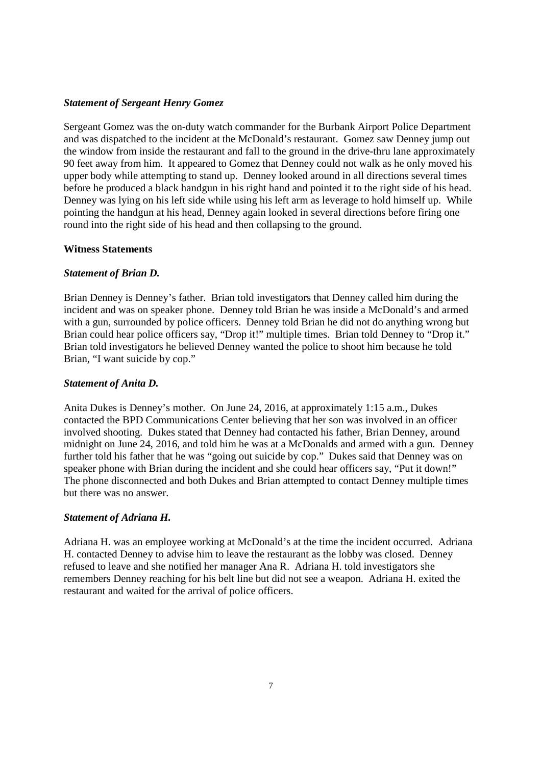***Statement of Sergeant Henry Gomez***

Sergeant Gomez was the on-duty watch commander for the Burbank Airport Police Department and was dispatched to the incident at the McDonald's restaurant. Gomez saw Denney jump out the window from inside the restaurant and fall to the ground in the drive-thru lane approximately 90 feet away from him. It appeared to Gomez that Denney could not walk as he only moved his upper body while attempting to stand up. Denney looked around in all directions several times before he produced a black handgun in his right hand and pointed it to the right side of his head. Denney was lying on his left side while using his left arm as leverage to hold himself up. While pointing the handgun at his head, Denney again looked in several directions before firing one round into the right side of his head and then collapsing to the ground.

**Witness Statements**

***Statement of Brian D.***

Brian Denney is Denney's father. Brian told investigators that Denney called him during the incident and was on speaker phone. Denney told Brian he was inside a McDonald's and armed with a gun, surrounded by police officers. Denney told Brian he did not do anything wrong but Brian could hear police officers say, "Drop it!" multiple times. Brian told Denney to "Drop it." Brian told investigators he believed Denney wanted the police to shoot him because he told Brian, "I want suicide by cop."

***Statement of Anita D.***

Anita Dukes is Denney's mother. On June 24, 2016, at approximately 1:15 a.m., Dukes contacted the BPD Communications Center believing that her son was involved in an officer involved shooting. Dukes stated that Denney had contacted his father, Brian Denney, around midnight on June 24, 2016, and told him he was at a McDonalds and armed with a gun. Denney further told his father that he was "going out suicide by cop." Dukes said that Denney was on speaker phone with Brian during the incident and she could hear officers say, "Put it down!" The phone disconnected and both Dukes and Brian attempted to contact Denney multiple times but there was no answer.

***Statement of Adriana H.***

Adriana H. was an employee working at McDonald's at the time the incident occurred. Adriana H. contacted Denney to advise him to leave the restaurant as the lobby was closed. Denney refused to leave and she notified her manager Ana R. Adriana H. told investigators she remembers Denney reaching for his belt line but did not see a weapon. Adriana H. exited the restaurant and waited for the arrival of police officers.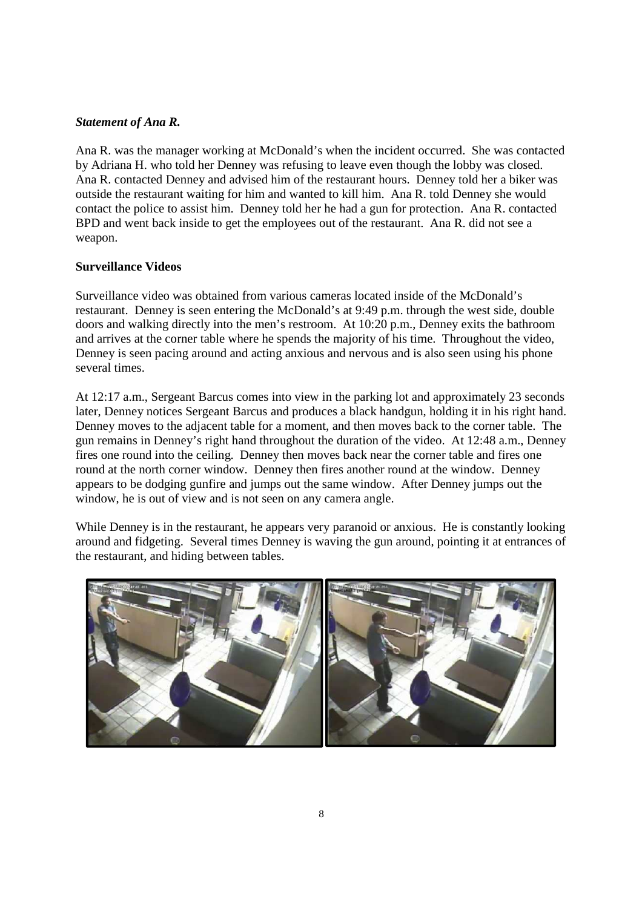### *Statement of Ana R.*

Ana R. was the manager working at McDonald's when the incident occurred. She was contacted by Adriana H. who told her Denney was refusing to leave even though the lobby was closed. Ana R. contacted Denney and advised him of the restaurant hours. Denney told her a biker was outside the restaurant waiting for him and wanted to kill him. Ana R. told Denney she would contact the police to assist him. Denney told her he had a gun for protection. Ana R. contacted BPD and went back inside to get the employees out of the restaurant. Ana R. did not see a weapon.

### **Surveillance Videos**

Surveillance video was obtained from various cameras located inside of the McDonald's restaurant. Denney is seen entering the McDonald's at 9:49 p.m. through the west side, double doors and walking directly into the men's restroom. At 10:20 p.m., Denney exits the bathroom and arrives at the corner table where he spends the majority of his time. Throughout the video, Denney is seen pacing around and acting anxious and nervous and is also seen using his phone several times.

At 12:17 a.m., Sergeant Barcus comes into view in the parking lot and approximately 23 seconds later, Denney notices Sergeant Barcus and produces a black handgun, holding it in his right hand. Denney moves to the adjacent table for a moment, and then moves back to the corner table. The gun remains in Denney's right hand throughout the duration of the video. At 12:48 a.m., Denney fires one round into the ceiling. Denney then moves back near the corner table and fires one round at the north corner window. Denney then fires another round at the window. Denney appears to be dodging gunfire and jumps out the same window. After Denney jumps out the window, he is out of view and is not seen on any camera angle.

While Denney is in the restaurant, he appears very paranoid or anxious. He is constantly looking around and fidgeting. Several times Denney is waving the gun around, pointing it at entrances of the restaurant, and hiding between tables.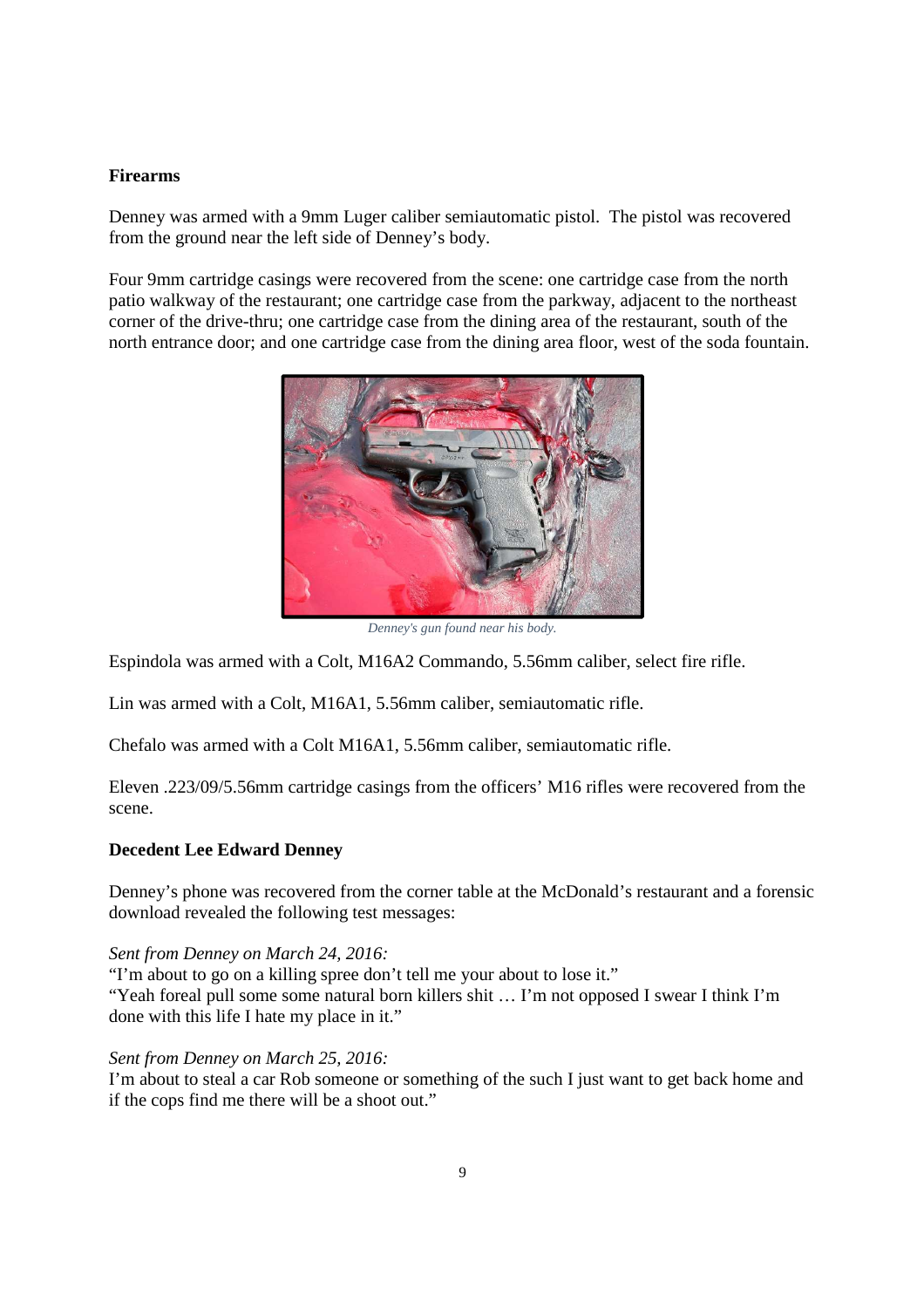### Firearms

Denney was armed with a 9mm Luger caliber semiautomatic pistol. The pistol was recovered from the ground near the left side of Denney's body.

Four 9mm cartridge casings were recovered from the scene: one cartridge case from the north patio walkway of the restaurant; one cartridge case from the parkway, adjacent to the northeast corner of the drive-thru; one cartridge case from the dining area of the restaurant, south of the north entrance door; and one cartridge case from the dining area floor, west of the soda fountain.

*Denney's gun found near his body.*

Espindola was armed with a Colt, M16A2 Commando, 5.56mm caliber, select fire rifle.

Lin was armed with a Colt, M16A1, 5.56mm caliber, semiautomatic rifle.

Chefalo was armed with a Colt M16A1, 5.56mm caliber, semiautomatic rifle.

Eleven .223/09/5.56mm cartridge casings from the officers' M16 rifles were recovered from the scene.

### Decedent Lee Edward Denney

Denney's phone was recovered from the corner table at the McDonald's restaurant and a forensic download revealed the following test messages:

*Sent from Denney on March 24, 2016:*
"I'm about to go on a killing spree don't tell me your about to lose it."
"Yeah foreal pull some some natural born killers shit … I'm not opposed I swear I think I'm done with this life I hate my place in it."

*Sent from Denney on March 25, 2016:*
I'm about to steal a car Rob someone or something of the such I just want to get back home and if the cops find me there will be a shoot out."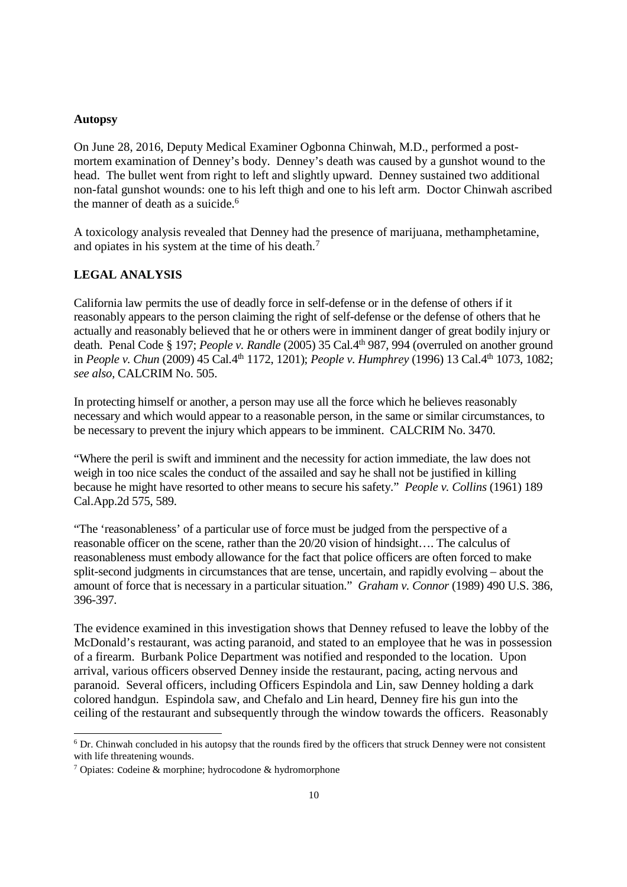**Autopsy**

On June 28, 2016, Deputy Medical Examiner Ogbonna Chinwah, M.D., performed a post-mortem examination of Denney's body. Denney's death was caused by a gunshot wound to the head. The bullet went from right to left and slightly upward. Denney sustained two additional non-fatal gunshot wounds: one to his left thigh and one to his left arm. Doctor Chinwah ascribed the manner of death as a suicide.[6]

A toxicology analysis revealed that Denney had the presence of marijuana, methamphetamine, and opiates in his system at the time of his death.[7]

**LEGAL ANALYSIS**

California law permits the use of deadly force in self-defense or in the defense of others if it reasonably appears to the person claiming the right of self-defense or the defense of others that he actually and reasonably believed that he or others were in imminent danger of great bodily injury or death. Penal Code § 197; *People v. Randle* (2005) 35 Cal.4th 987, 994 (overruled on another ground in *People v. Chun* (2009) 45 Cal.4th 1172, 1201); *People v. Humphrey* (1996) 13 Cal.4th 1073, 1082; *see also,* CALCRIM No. 505.

In protecting himself or another, a person may use all the force which he believes reasonably necessary and which would appear to a reasonable person, in the same or similar circumstances, to be necessary to prevent the injury which appears to be imminent. CALCRIM No. 3470.

"Where the peril is swift and imminent and the necessity for action immediate, the law does not weigh in too nice scales the conduct of the assailed and say he shall not be justified in killing because he might have resorted to other means to secure his safety." *People v. Collins* (1961) 189 Cal.App.2d 575, 589.

"The 'reasonableness' of a particular use of force must be judged from the perspective of a reasonable officer on the scene, rather than the 20/20 vision of hindsight…. The calculus of reasonableness must embody allowance for the fact that police officers are often forced to make split-second judgments in circumstances that are tense, uncertain, and rapidly evolving – about the amount of force that is necessary in a particular situation." *Graham v. Connor* (1989) 490 U.S. 386, 396-397.

The evidence examined in this investigation shows that Denney refused to leave the lobby of the McDonald's restaurant, was acting paranoid, and stated to an employee that he was in possession of a firearm. Burbank Police Department was notified and responded to the location. Upon arrival, various officers observed Denney inside the restaurant, pacing, acting nervous and paranoid. Several officers, including Officers Espindola and Lin, saw Denney holding a dark colored handgun. Espindola saw, and Chefalo and Lin heard, Denney fire his gun into the ceiling of the restaurant and subsequently through the window towards the officers. Reasonably

[6] Dr. Chinwah concluded in his autopsy that the rounds fired by the officers that struck Denney were not consistent with life threatening wounds.

[7] Opiates: codeine & morphine; hydrocodone & hydromorphone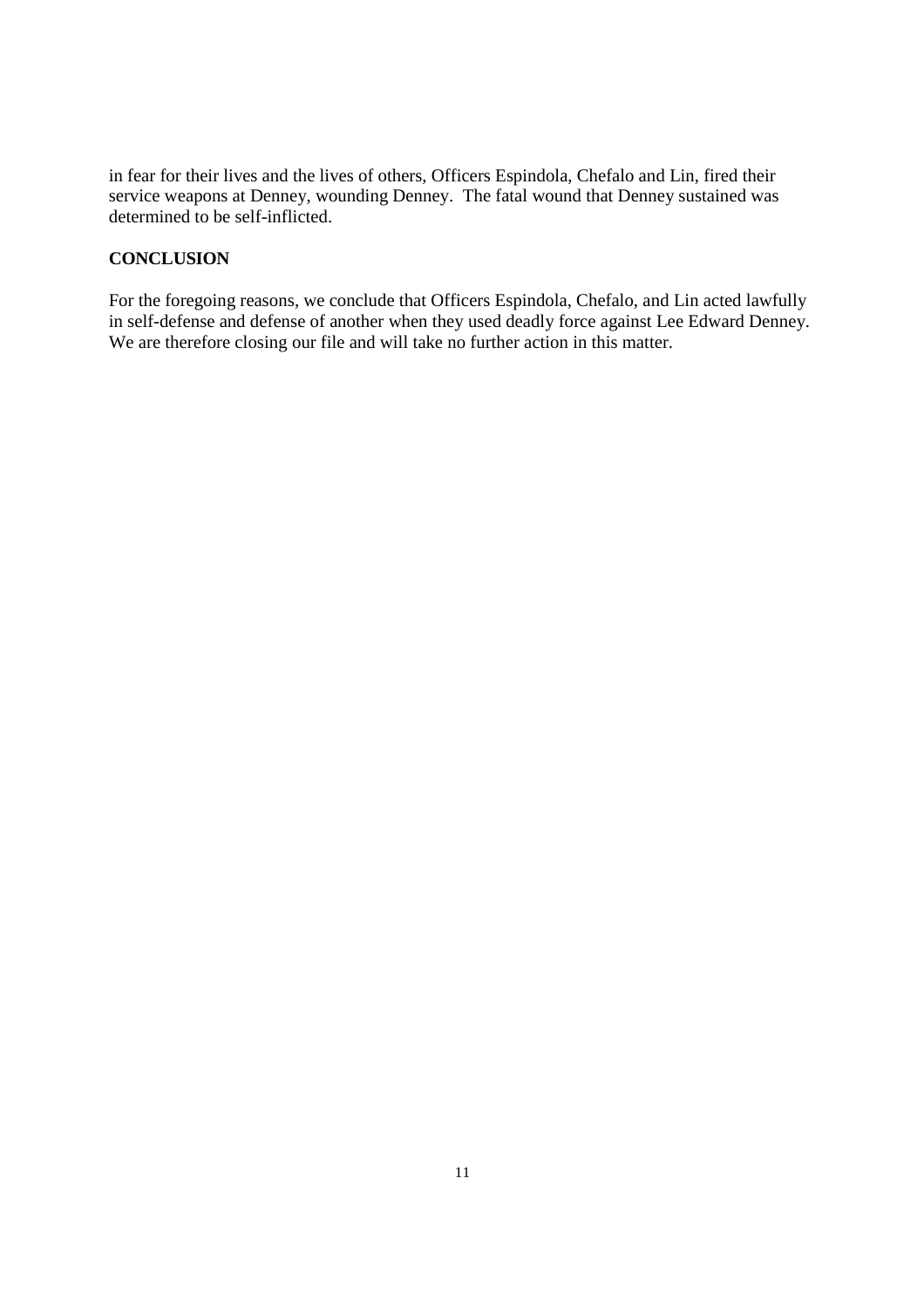in fear for their lives and the lives of others, Officers Espindola, Chefalo and Lin, fired their service weapons at Denney, wounding Denney. The fatal wound that Denney sustained was determined to be self-inflicted.

**CONCLUSION**

For the foregoing reasons, we conclude that Officers Espindola, Chefalo, and Lin acted lawfully in self-defense and defense of another when they used deadly force against Lee Edward Denney. We are therefore closing our file and will take no further action in this matter.